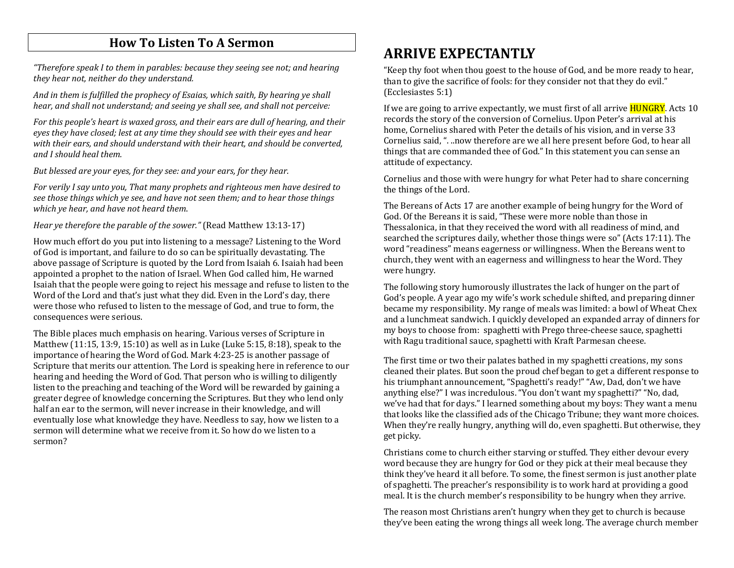## How To Listen To A Sermon

*"Therefore speak I to them in parables: because they seeing see not; and hearing they hear not, neither do they understand.*

*And in them is fulfilled the prophecy of Esaias, which saith, By hearing ye shall hear, and shall not understand; and seeing ye shall see, and shall not perceive:*

*For this people's heart is waxed gross, and their ears are dull of hearing, and their eyes they have closed; lest at any time they should see with their eyes and hear with their ears, and should understand with their heart, and should be converted, and I should heal them.*

*But blessed are your eyes, for they see: and your ears, for they hear.*

*For verily I say unto you, That many prophets and righteous men have desired to see those things which ye see, and have not seen them; and to hear those things which ye hear, and have not heard them.*

*Hear ye therefore the parable of the sower."* (Read Matthew 13:13-17)

How much effort do you put into listening to a message? Listening to the Word of God is important, and failure to do so can be spiritually devastating. The above passage of Scripture is quoted by the Lord from Isaiah 6. Isaiah had been appointed a prophet to the nation of Israel. When God called him, He warned Isaiah that the people were going to reject his message and refuse to listen to the Word of the Lord and that's just what they did. Even in the Lord's day, there were those who refused to listen to the message of God, and true to form, the consequences were serious.

The Bible places much emphasis on hearing. Various verses of Scripture in Matthew (11:15, 13:9, 15:10) as well as in Luke (Luke 5:15, 8:18), speak to the importance of hearing the Word of God. Mark 4:23-25 is another passage of Scripture that merits our attention. The Lord is speaking here in reference to our hearing and heeding the Word of God. That person who is willing to diligently listen to the preaching and teaching of the Word will be rewarded by gaining a greater degree of knowledge concerning the Scriptures. But they who lend only half an ear to the sermon, will never increase in their knowledge, and will eventually lose what knowledge they have. Needless to say, how we listen to a sermon will determine what we receive from it. So how do we listen to a sermon?

# ARRIVE EXPECTANTLY

"Keep thy foot when thou goest to the house of God, and be more ready to hear, than to give the sacrifice of fools: for they consider not that they do evil." (Ecclesiastes 5:1)

If we are going to arrive expectantly, we must first of all arrive HUNGRY. Acts 10 records the story of the conversion of Cornelius. Upon Peter's arrival at his home, Cornelius shared with Peter the details of his vision, and in verse 33 Cornelius said, ". ..now therefore are we all here present before God, to hear all things that are commanded thee of God." In this statement you can sense an attitude of expectancy.

Cornelius and those with were hungry for what Peter had to share concerning the things of the Lord.

The Bereans of Acts 17 are another example of being hungry for the Word of God. Of the Bereans it is said, "These were more noble than those in Thessalonica, in that they received the word with all readiness of mind, and searched the scriptures daily, whether those things were so" (Acts 17:11). The word "readiness" means eagerness or willingness. When the Bereans went to church, they went with an eagerness and willingness to hear the Word. They were hungry.

The following story humorously illustrates the lack of hunger on the part of God's people. A year ago my wife's work schedule shifted, and preparing dinner became my responsibility. My range of meals was limited: a bowl of Wheat Chex and a lunchmeat sandwich. I quickly developed an expanded array of dinners for my boys to choose from: spaghetti with Prego three-cheese sauce, spaghetti with Ragu traditional sauce, spaghetti with Kraft Parmesan cheese.

The first time or two their palates bathed in my spaghetti creations, my sons cleaned their plates. But soon the proud chef began to get a different response to his triumphant announcement, "Spaghetti's ready!" "Aw, Dad, don't we have anything else?" I was incredulous. "You don't want my spaghetti?" "No, dad, we've had that for days." I learned something about my boys: They want a menu that looks like the classified ads of the Chicago Tribune; they want more choices. When they're really hungry, anything will do, even spaghetti. But otherwise, they get picky.

Christians come to church either starving or stuffed. They either devour every word because they are hungry for God or they pick at their meal because they think they've heard it all before. To some, the finest sermon is just another plate of spaghetti. The preacher's responsibility is to work hard at providing a good meal. It is the church member's responsibility to be hungry when they arrive.

The reason most Christians aren't hungry when they get to church is because they've been eating the wrong things all week long. The average church member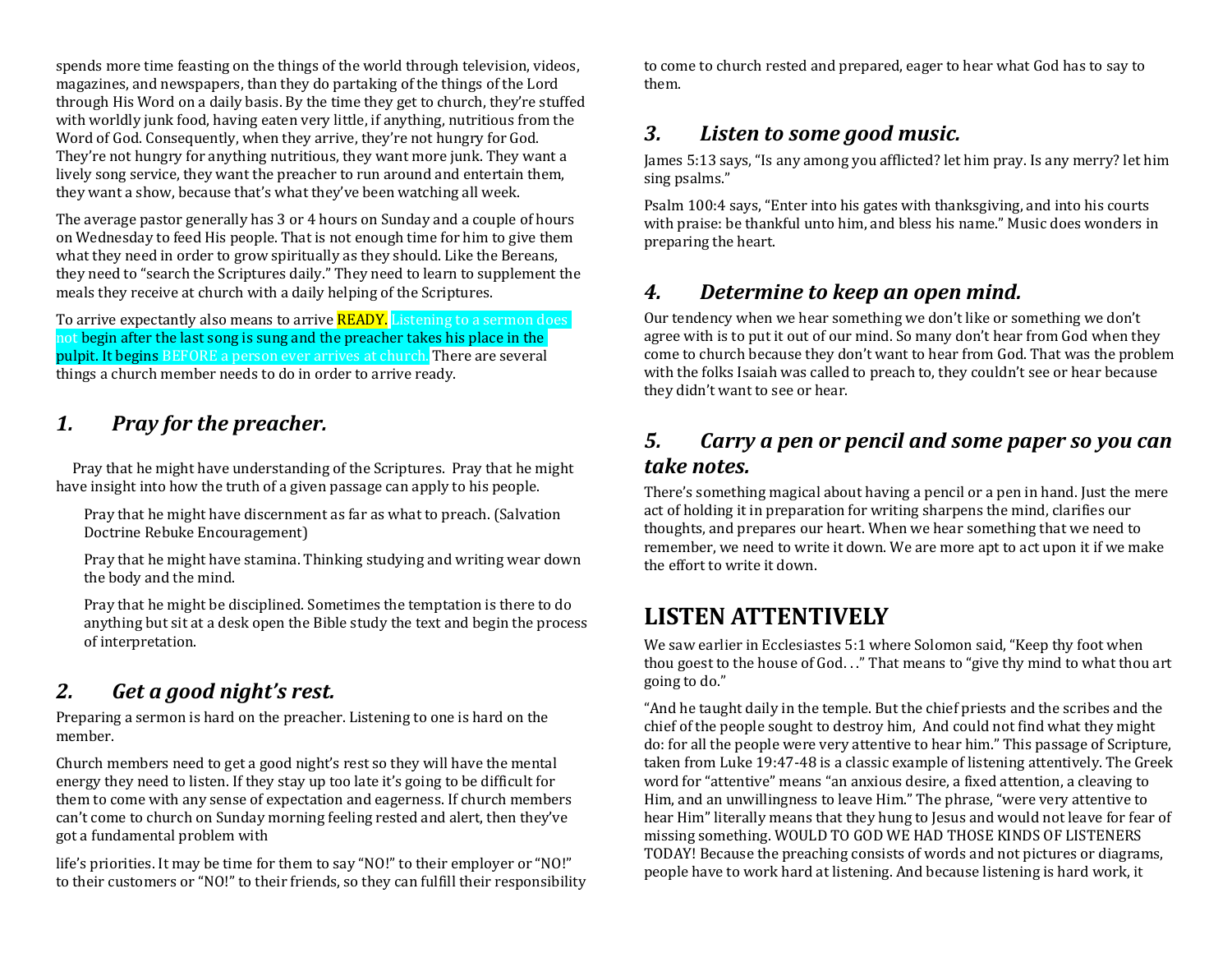spends more time feasting on the things of the world through television, videos, magazines, and newspapers, than they do partaking of the things of the Lord through His Word on a daily basis. By the time they get to church, they're stuffed with worldly junk food, having eaten very little, if anything, nutritious from the Word of God. Consequently, when they arrive, they're not hungry for God. They're not hungry for anything nutritious, they want more junk. They want a lively song service, they want the preacher to run around and entertain them, they want a show, because that's what they've been watching all week.

The average pastor generally has 3 or 4 hours on Sunday and a couple of hours on Wednesday to feed His people. That is not enough time for him to give them what they need in order to grow spiritually as they should. Like the Bereans, they need to "search the Scriptures daily." They need to learn to supplement the meals they receive at church with a daily helping of the Scriptures.

To arrive expectantly also means to arrive READY. Listening to a sermon does not begin after the last song is sung and the preacher takes his place in the pulpit. It begins BEFORE a person ever arrives at church. There are several things a church member needs to do in order to arrive ready.

## *1. Pray for the preacher.*

Pray that he might have understanding of the Scriptures. Pray that he might have insight into how the truth of a given passage can apply to his people.

Pray that he might have discernment as far as what to preach. (Salvation Doctrine Rebuke Encouragement)

Pray that he might have stamina. Thinking studying and writing wear down the body and the mind.

Pray that he might be disciplined. Sometimes the temptation is there to do anything but sit at a desk open the Bible study the text and begin the process of interpretation.

## *2. Get a good night's rest.*

Preparing a sermon is hard on the preacher. Listening to one is hard on the member.

Church members need to get a good night's rest so they will have the mental energy they need to listen. If they stay up too late it's going to be difficult for them to come with any sense of expectation and eagerness. If church members can't come to church on Sunday morning feeling rested and alert, then they've got a fundamental problem with life's priorities. It may be time for them to say "NO!" to their employer or "NO!" to their customers or "NO!" to their friends, so they can fulfill their responsibility to come to church rested and prepared, eager to hear what God has to say to them.

## *3. Listen to some good music.*

James 5:13 says, "Is any among you afflicted? let him pray. Is any merry? let him sing psalms."

Psalm 100:4 says, "Enter into his gates with thanksgiving, and into his courts with praise: be thankful unto him, and bless his name." Music does wonders in preparing the heart.

## *4. Determine to keep an open mind.*

Our tendency when we hear something we don't like or something we don't agree with is to put it out of our mind. So many don't hear from God when they come to church because they don't want to hear from God. That was the problem with the folks Isaiah was called to preach to, they couldn't see or hear because they didn't want to see or hear.

## *5. Carry a pen or pencil and some paper so you can take notes.*

There's something magical about having a pencil or a pen in hand. Just the mere act of holding it in preparation for writing sharpens the mind, clarifies our thoughts, and prepares our heart. When we hear something that we need to remember, we need to write it down. We are more apt to act upon it if we make the effort to write it down.

# LISTEN ATTENTIVELY

We saw earlier in Ecclesiastes 5:1 where Solomon said, "Keep thy foot when thou goest to the house of God. . ." That means to "give thy mind to what thou art going to do."

"And he taught daily in the temple. But the chief priests and the scribes and the chief of the people sought to destroy him, And could not find what they might do: for all the people were very attentive to hear him." This passage of Scripture, taken from Luke 19:47-48 is a classic example of listening attentively. The Greek word for "attentive" means "an anxious desire, a fixed attention, a cleaving to Him, and an unwillingness to leave Him." The phrase, "were very attentive to hear Him" literally means that they hung to Jesus and would not leave for fear of missing something. WOULD TO GOD WE HAD THOSE KINDS OF LISTENERS TODAY! Because the preaching consists of words and not pictures or diagrams, people have to work hard at listening. And because listening is hard work, it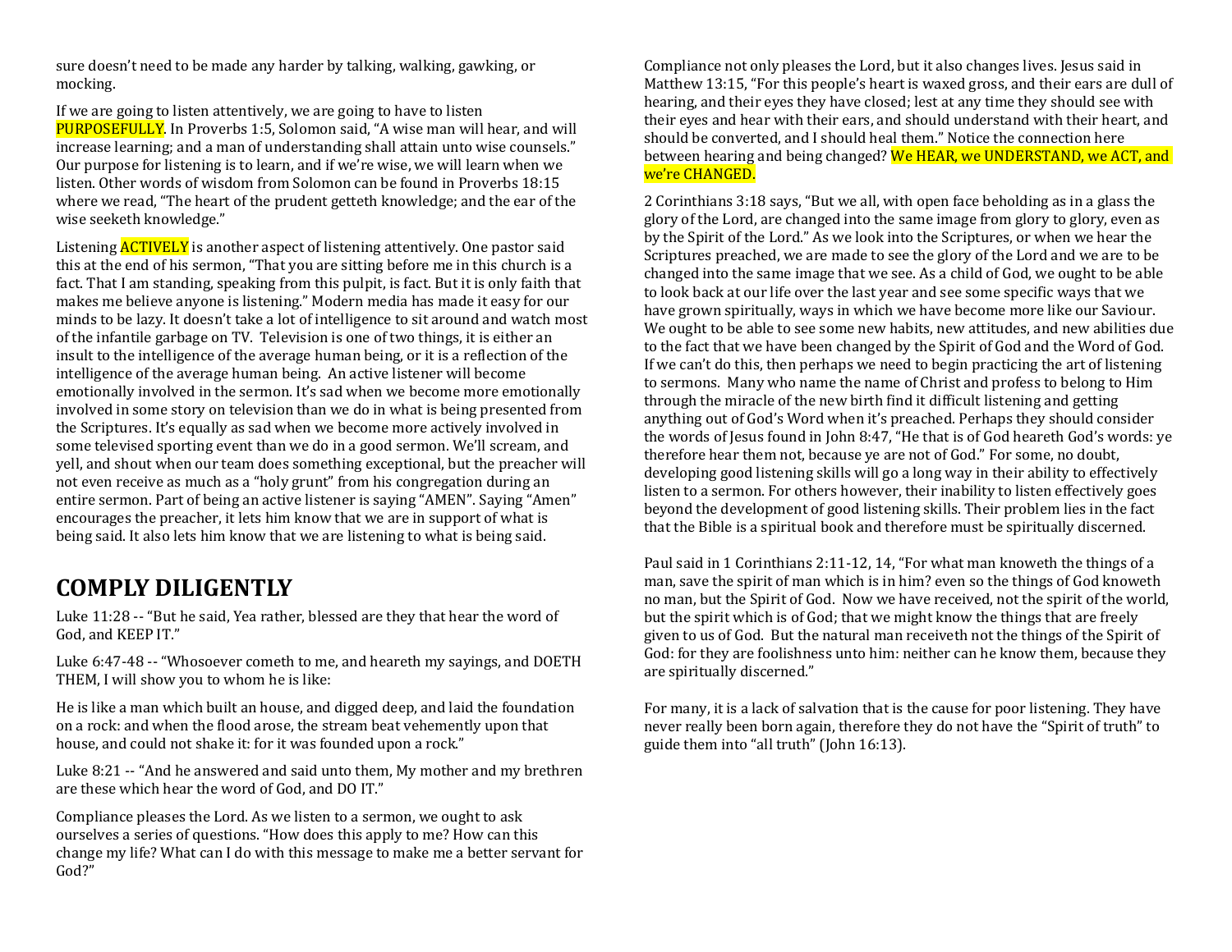sure doesn't need to be made any harder by talking, walking, gawking, or mocking.

If we are going to listen attentively, we are going to have to listen PURPOSEFULLY. In Proverbs 1:5, Solomon said, "A wise man will hear, and will increase learning; and a man of understanding shall attain unto wise counsels." Our purpose for listening is to learn, and if we're wise, we will learn when we listen. Other words of wisdom from Solomon can be found in Proverbs 18:15 where we read, "The heart of the prudent getteth knowledge; and the ear of the wise seeketh knowledge."

Listening ACTIVELY is another aspect of listening attentively. One pastor said this at the end of his sermon, "That you are sitting before me in this church is a fact. That I am standing, speaking from this pulpit, is fact. But it is only faith that makes me believe anyone is listening." Modern media has made it easy for our minds to be lazy. It doesn't take a lot of intelligence to sit around and watch most of the infantile garbage on TV. Television is one of two things, it is either an insult to the intelligence of the average human being, or it is a reflection of the intelligence of the average human being. An active listener will become emotionally involved in the sermon. It's sad when we become more emotionally involved in some story on television than we do in what is being presented from the Scriptures. It's equally as sad when we become more actively involved in some televised sporting event than we do in a good sermon. We'll scream, and yell, and shout when our team does something exceptional, but the preacher will not even receive as much as a "holy grunt" from his congregation during an entire sermon. Part of being an active listener is saying "AMEN". Saying "Amen" encourages the preacher, it lets him know that we are in support of what is being said. It also lets him know that we are listening to what is being said.

## COMPLY DILIGENTLY

Luke 11:28 -- "But he said, Yea rather, blessed are they that hear the word of God, and KEEP IT."

Luke 6:47-48 -- "Whosoever cometh to me, and heareth my sayings, and DOETH THEM, I will show you to whom he is like:

He is like a man which built an house, and digged deep, and laid the foundation on a rock: and when the flood arose, the stream beat vehemently upon that house, and could not shake it: for it was founded upon a rock."

Luke 8:21 -- "And he answered and said unto them, My mother and my brethren are these which hear the word of God, and DO IT."

Compliance pleases the Lord. As we listen to a sermon, we ought to ask ourselves a series of questions. "How does this apply to me? How can this change my life? What can I do with this message to make me a better servant for God?"

Compliance not only pleases the Lord, but it also changes lives. Jesus said in Matthew 13:15, "For this people's heart is waxed gross, and their ears are dull of hearing, and their eyes they have closed; lest at any time they should see with their eyes and hear with their ears, and should understand with their heart, and should be converted, and I should heal them." Notice the connection here between hearing and being changed? We HEAR, we UNDERSTAND, we ACT, and we're CHANGED.

2 Corinthians 3:18 says, "But we all, with open face beholding as in a glass the glory of the Lord, are changed into the same image from glory to glory, even as by the Spirit of the Lord." As we look into the Scriptures, or when we hear the Scriptures preached, we are made to see the glory of the Lord and we are to be changed into the same image that we see. As a child of God, we ought to be able to look back at our life over the last year and see some specific ways that we have grown spiritually, ways in which we have become more like our Saviour. We ought to be able to see some new habits, new attitudes, and new abilities due to the fact that we have been changed by the Spirit of God and the Word of God. If we can't do this, then perhaps we need to begin practicing the art of listening to sermons. Many who name the name of Christ and profess to belong to Him through the miracle of the new birth find it difficult listening and getting anything out of God's Word when it's preached. Perhaps they should consider the words of Jesus found in John 8:47, "He that is of God heareth God's words: ye therefore hear them not, because ye are not of God." For some, no doubt, developing good listening skills will go a long way in their ability to effectively listen to a sermon. For others however, their inability to listen effectively goes beyond the development of good listening skills. Their problem lies in the fact that the Bible is a spiritual book and therefore must be spiritually discerned.

Paul said in 1 Corinthians 2:11-12, 14, "For what man knoweth the things of a man, save the spirit of man which is in him? even so the things of God knoweth no man, but the Spirit of God. Now we have received, not the spirit of the world, but the spirit which is of God; that we might know the things that are freely given to us of God. But the natural man receiveth not the things of the Spirit of God: for they are foolishness unto him: neither can he know them, because they are spiritually discerned."

For many, it is a lack of salvation that is the cause for poor listening. They have never really been born again, therefore they do not have the "Spirit of truth" to guide them into "all truth" (John 16:13).